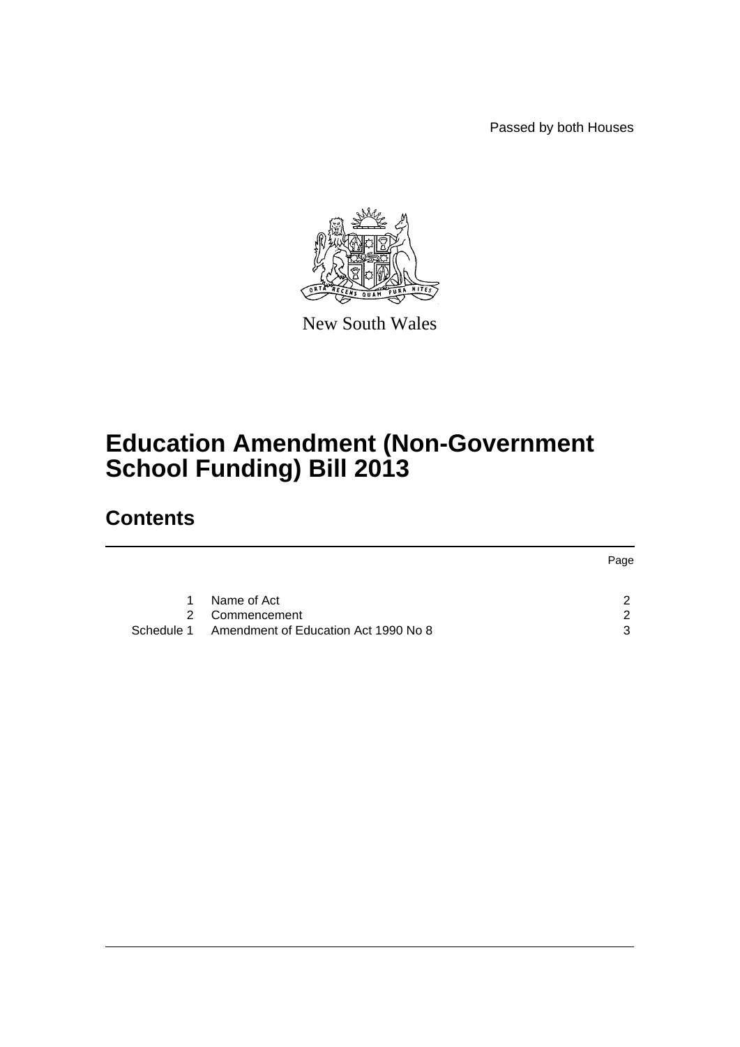Passed by both Houses

New South Wales

# Education Amendment (Non-Government School Funding) Bill 2013

## Contents

| | | Page |
|---|---|---|
| 1 | Name of Act | 2 |
| 2 | Commencement | 2 |
| Schedule 1 | Amendment of Education Act 1990 No 8 | 3 |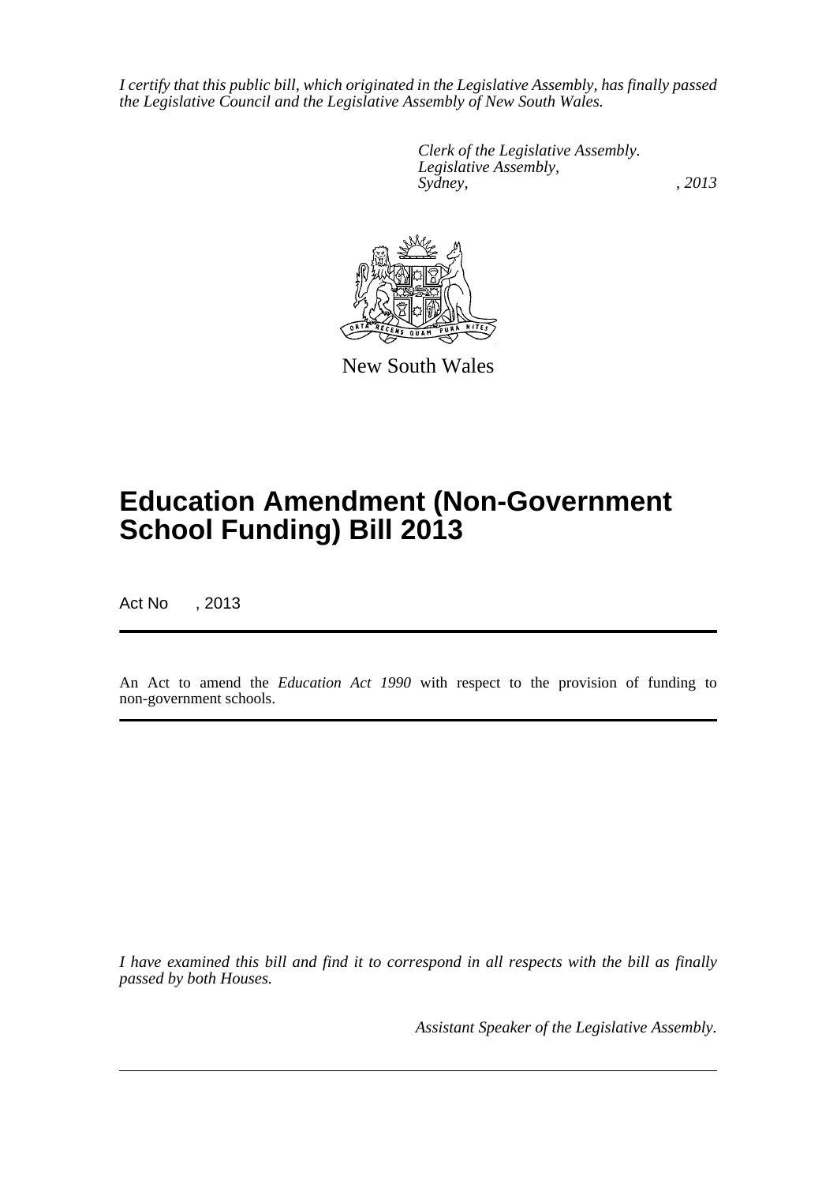*I certify that this public bill, which originated in the Legislative Assembly, has finally passed the Legislative Council and the Legislative Assembly of New South Wales.*

*Clerk of the Legislative Assembly.*
*Legislative Assembly,*
*Sydney, , 2013*

New South Wales

# Education Amendment (Non-Government School Funding) Bill 2013

Act No , 2013

An Act to amend the *Education Act 1990* with respect to the provision of funding to non-government schools.

*I have examined this bill and find it to correspond in all respects with the bill as finally passed by both Houses.*

*Assistant Speaker of the Legislative Assembly.*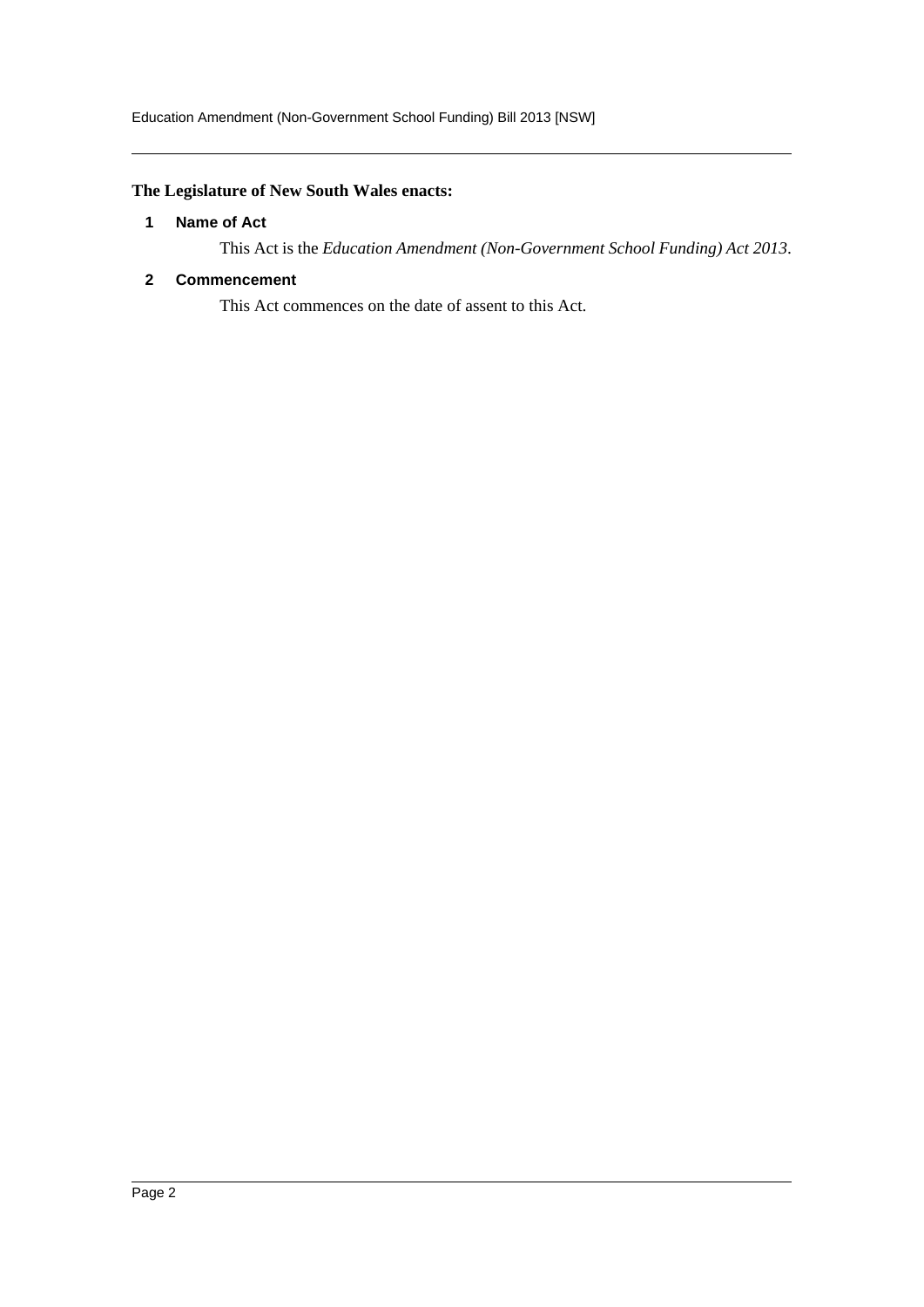**The Legislature of New South Wales enacts:**

### 1 Name of Act

This Act is the *Education Amendment (Non-Government School Funding) Act 2013*.

### 2 Commencement

This Act commences on the date of assent to this Act.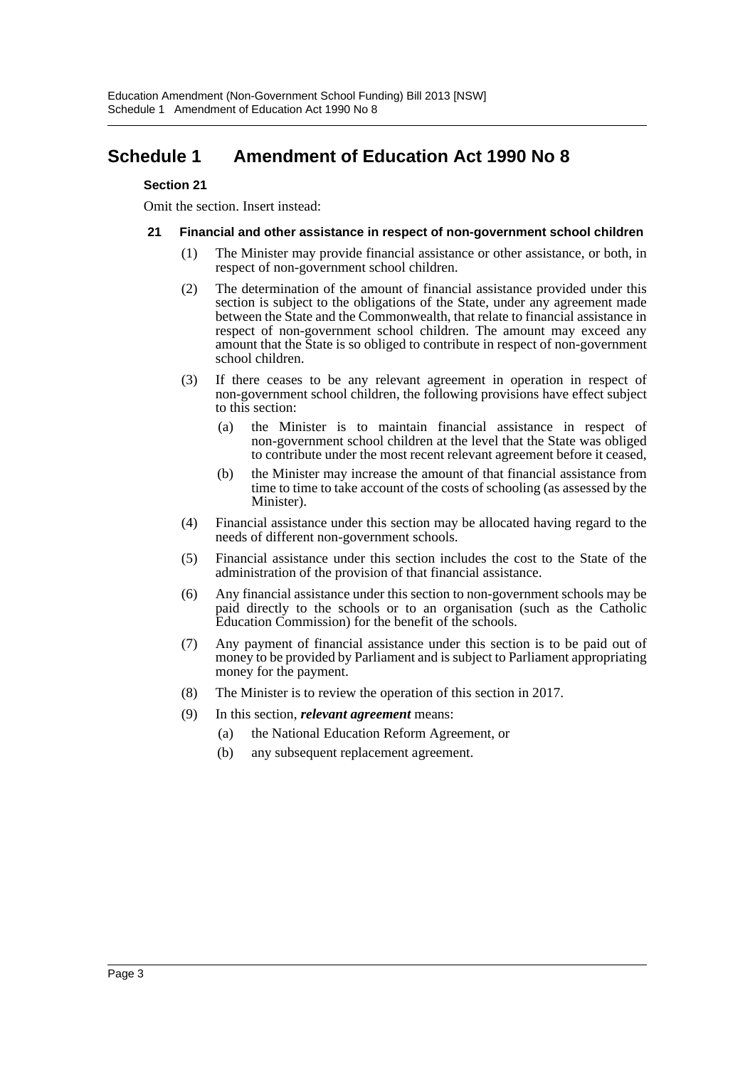# Schedule 1 Amendment of Education Act 1990 No 8

### Section 21

Omit the section. Insert instead:

#### 21 Financial and other assistance in respect of non-government school children

(1) The Minister may provide financial assistance or other assistance, or both, in respect of non-government school children.

(2) The determination of the amount of financial assistance provided under this section is subject to the obligations of the State, under any agreement made between the State and the Commonwealth, that relate to financial assistance in respect of non-government school children. The amount may exceed any amount that the State is so obliged to contribute in respect of non-government school children.

(3) If there ceases to be any relevant agreement in operation in respect of non-government school children, the following provisions have effect subject to this section:

- (a) the Minister is to maintain financial assistance in respect of non-government school children at the level that the State was obliged to contribute under the most recent relevant agreement before it ceased,
- (b) the Minister may increase the amount of that financial assistance from time to time to take account of the costs of schooling (as assessed by the Minister).

(4) Financial assistance under this section may be allocated having regard to the needs of different non-government schools.

(5) Financial assistance under this section includes the cost to the State of the administration of the provision of that financial assistance.

(6) Any financial assistance under this section to non-government schools may be paid directly to the schools or to an organisation (such as the Catholic Education Commission) for the benefit of the schools.

(7) Any payment of financial assistance under this section is to be paid out of money to be provided by Parliament and is subject to Parliament appropriating money for the payment.

(8) The Minister is to review the operation of this section in 2017.

(9) In this section, ***relevant agreement*** means:

- (a) the National Education Reform Agreement, or
- (b) any subsequent replacement agreement.